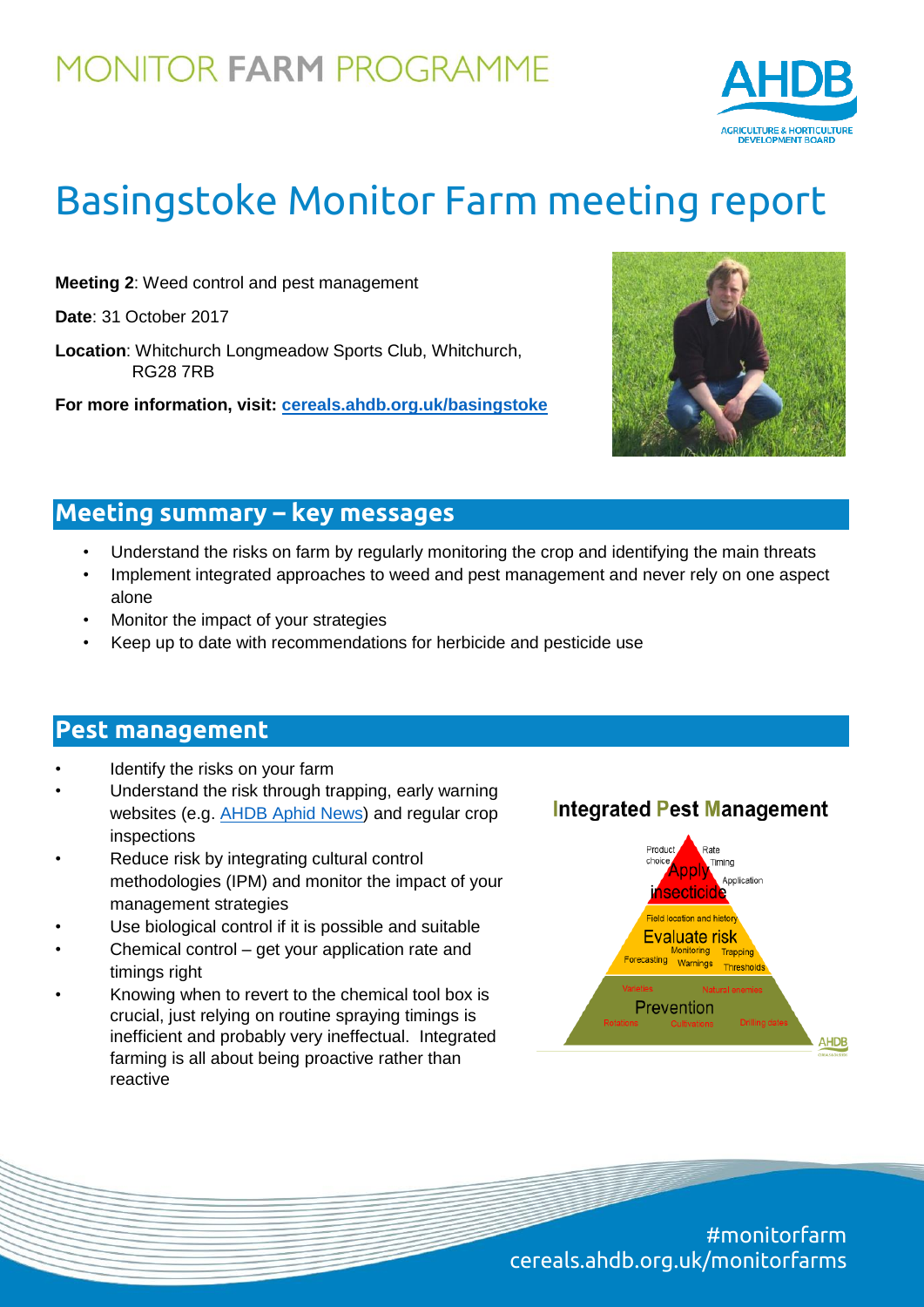MONITOR **FARM** PROGRAMME

# Basingstoke Monitor Farm meeting report

**Meeting 2**: Weed control and pest management

**Date**: 31 October 2017

**Location**: Whitchurch Longmeadow Sports Club, Whitchurch, RG28 7RB

**For more information, visit: cereals.ahdb.org.uk/basingstoke**

## Meeting summary – key messages

- Understand the risks on farm by regularly monitoring the crop and identifying the main threats
- Implement integrated approaches to weed and pest management and never rely on one aspect alone
- Monitor the impact of your strategies
- Keep up to date with recommendations for herbicide and pesticide use

## Pest management

- Identify the risks on your farm
- Understand the risk through trapping, early warning websites (e.g. AHDB Aphid News) and regular crop inspections
- Reduce risk by integrating cultural control methodologies (IPM) and monitor the impact of your management strategies
- Use biological control if it is possible and suitable
- Chemical control – get your application rate and timings right
- Knowing when to revert to the chemical tool box is crucial, just relying on routine spraying timings is inefficient and probably very ineffectual. Integrated farming is all about being proactive rather than reactive

**Integrated Pest Management**

- **Apply insecticide**: Product choice, Rate, Timing, Application
- **Evaluate risk**: Field location and history, Monitoring, Trapping, Forecasting, Warnings, Thresholds
- **Prevention**: Varieties, Natural enemies, Rotations, Cultivations, Drilling dates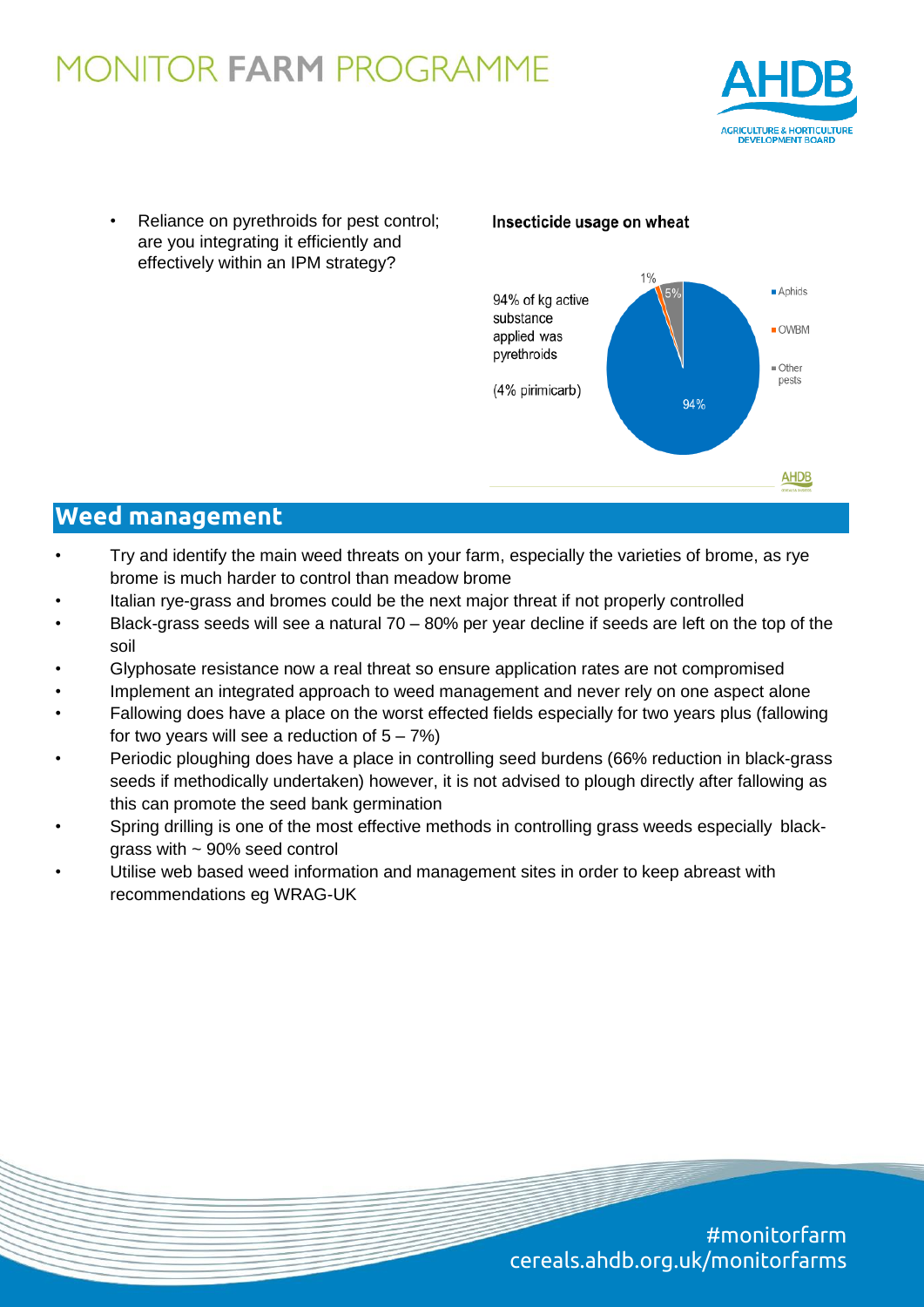- Reliance on pyrethroids for pest control; are you integrating it efficiently and effectively within an IPM strategy?

**Insecticide usage on wheat**

94% of kg active substance applied was pyrethroids

(4% pirimicarb)

| Pest | Share |
| --- | --- |
| Aphids | 94% |
| OWBM | 1% |
| Other pests | 5% |

## Weed management

- Try and identify the main weed threats on your farm, especially the varieties of brome, as rye brome is much harder to control than meadow brome
- Italian rye-grass and bromes could be the next major threat if not properly controlled
- Black-grass seeds will see a natural 70 – 80% per year decline if seeds are left on the top of the soil
- Glyphosate resistance now a real threat so ensure application rates are not compromised
- Implement an integrated approach to weed management and never rely on one aspect alone
- Fallowing does have a place on the worst effected fields especially for two years plus (fallowing for two years will see a reduction of 5 – 7%)
- Periodic ploughing does have a place in controlling seed burdens (66% reduction in black-grass seeds if methodically undertaken) however, it is not advised to plough directly after fallowing as this can promote the seed bank germination
- Spring drilling is one of the most effective methods in controlling grass weeds especially black-grass with ~ 90% seed control
- Utilise web based weed information and management sites in order to keep abreast with recommendations eg WRAG-UK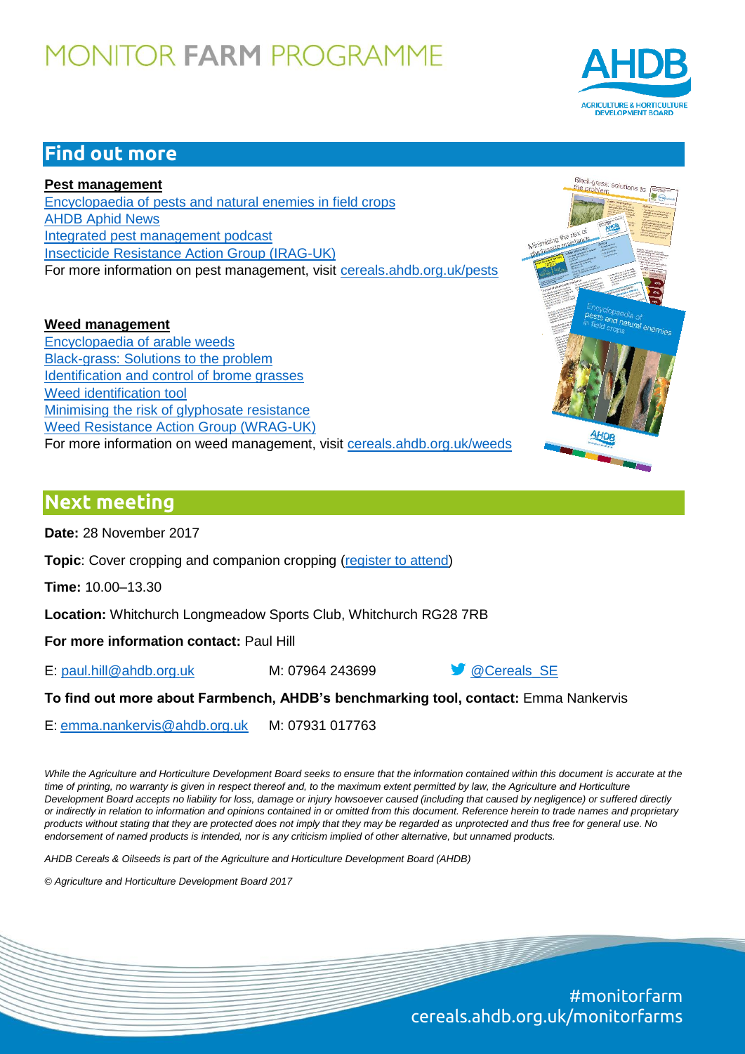# MONITOR FARM PROGRAMME

## Find out more

**Pest management**

Encyclopaedia of pests and natural enemies in field crops
AHDB Aphid News
Integrated pest management podcast
Insecticide Resistance Action Group (IRAG-UK)
For more information on pest management, visit cereals.ahdb.org.uk/pests

**Weed management**

Encyclopaedia of arable weeds
Black-grass: Solutions to the problem
Identification and control of brome grasses
Weed identification tool
Minimising the risk of glyphosate resistance
Weed Resistance Action Group (WRAG-UK)
For more information on weed management, visit cereals.ahdb.org.uk/weeds

## Next meeting

**Date:** 28 November 2017

**Topic**: Cover cropping and companion cropping (register to attend)

**Time:** 10.00–13.30

**Location:** Whitchurch Longmeadow Sports Club, Whitchurch RG28 7RB

**For more information contact:** Paul Hill

E: paul.hill@ahdb.org.uk M: 07964 243699 @Cereals_SE

**To find out more about Farmbench, AHDB's benchmarking tool, contact:** Emma Nankervis

E: emma.nankervis@ahdb.org.uk M: 07931 017763

*While the Agriculture and Horticulture Development Board seeks to ensure that the information contained within this document is accurate at the time of printing, no warranty is given in respect thereof and, to the maximum extent permitted by law, the Agriculture and Horticulture Development Board accepts no liability for loss, damage or injury howsoever caused (including that caused by negligence) or suffered directly or indirectly in relation to information and opinions contained in or omitted from this document. Reference herein to trade names and proprietary products without stating that they are protected does not imply that they may be regarded as unprotected and thus free for general use. No endorsement of named products is intended, nor is any criticism implied of other alternative, but unnamed products.*

*AHDB Cereals & Oilseeds is part of the Agriculture and Horticulture Development Board (AHDB)*

*© Agriculture and Horticulture Development Board 2017*

#monitorfarm
cereals.ahdb.org.uk/monitorfarms